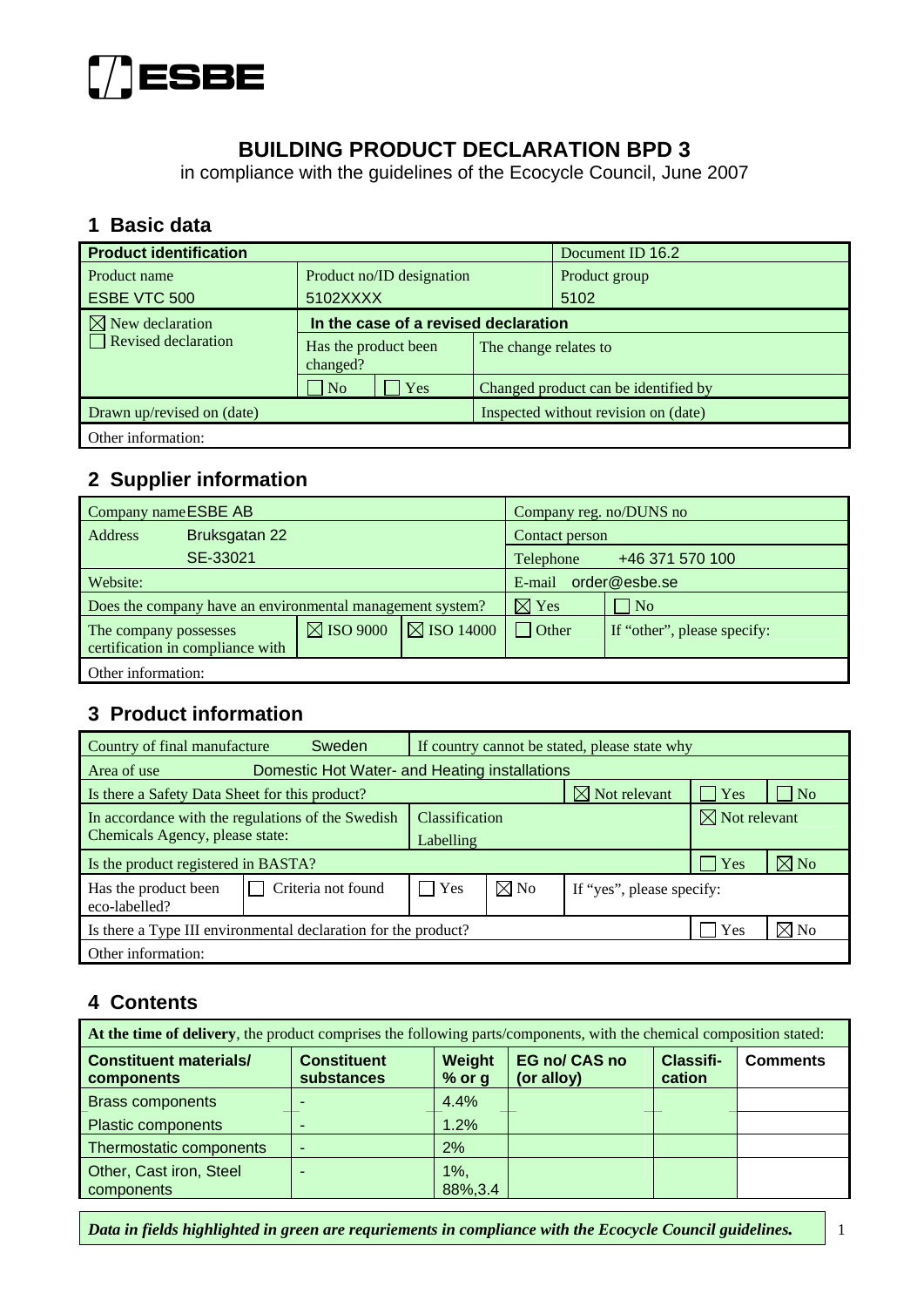ESBE

# BUILDING PRODUCT DECLARATION BPD 3

in compliance with the guidelines of the Ecocycle Council, June 2007

## 1 Basic data

| **Product identification** | | | Document ID 16.2 |
|---|---|---|---|
| Product name<br>ESBE VTC 500 | Product no/ID designation<br>5102XXXX | | Product group<br>5102 |
| ☒ New declaration<br>☐ Revised declaration | **In the case of a revised declaration** | | |
| | Has the product been changed? | The change relates to | |
| | ☐ No ☐ Yes | Changed product can be identified by | |
| Drawn up/revised on (date) | | Inspected without revision on (date) | |
| Other information: | | | |

## 2 Supplier information

| Company name ESBE AB | | | Company reg. no/DUNS no | |
|---|---|---|---|---|
| Address Bruksgatan 22<br>SE-33021 | | | Contact person | |
| | | | Telephone +46 371 570 100 | |
| Website: | | | E-mail order@esbe.se | |
| Does the company have an environmental management system? | | | ☒ Yes | ☐ No |
| The company possesses certification in compliance with | ☒ ISO 9000 | ☒ ISO 14000 | ☐ Other | If "other", please specify: |
| Other information: | | | | |

## 3 Product information

| Country of final manufacture Sweden | | If country cannot be stated, please state why | | | | |
|---|---|---|---|---|---|---|
| Area of use Domestic Hot Water- and Heating installations | | | | | | |
| Is there a Safety Data Sheet for this product? | | | | ☒ Not relevant | ☐ Yes | ☐ No |
| In accordance with the regulations of the Swedish Chemicals Agency, please state: | | Classification<br>Labelling | | | ☒ Not relevant | |
| Is the product registered in BASTA? | | | | | ☐ Yes | ☒ No |
| Has the product been eco-labelled? | ☐ Criteria not found | ☐ Yes | ☒ No | If "yes", please specify: | | |
| Is there a Type III environmental declaration for the product? | | | | | ☐ Yes | ☒ No |
| Other information: | | | | | | |

## 4 Contents

**At the time of delivery**, the product comprises the following parts/components, with the chemical composition stated:

| Constituent materials/ components | Constituent substances | Weight % or g | EG no/ CAS no (or alloy) | Classifi-cation | Comments |
|---|---|---|---|---|---|
| Brass components | - | 4.4% | | | |
| Plastic components | - | 1.2% | | | |
| Thermostatic components | - | 2% | | | |
| Other, Cast iron, Steel components | - | 1%, 88%,3.4 | | | |

*Data in fields highlighted in green are requriements in compliance with the Ecocycle Council guidelines.*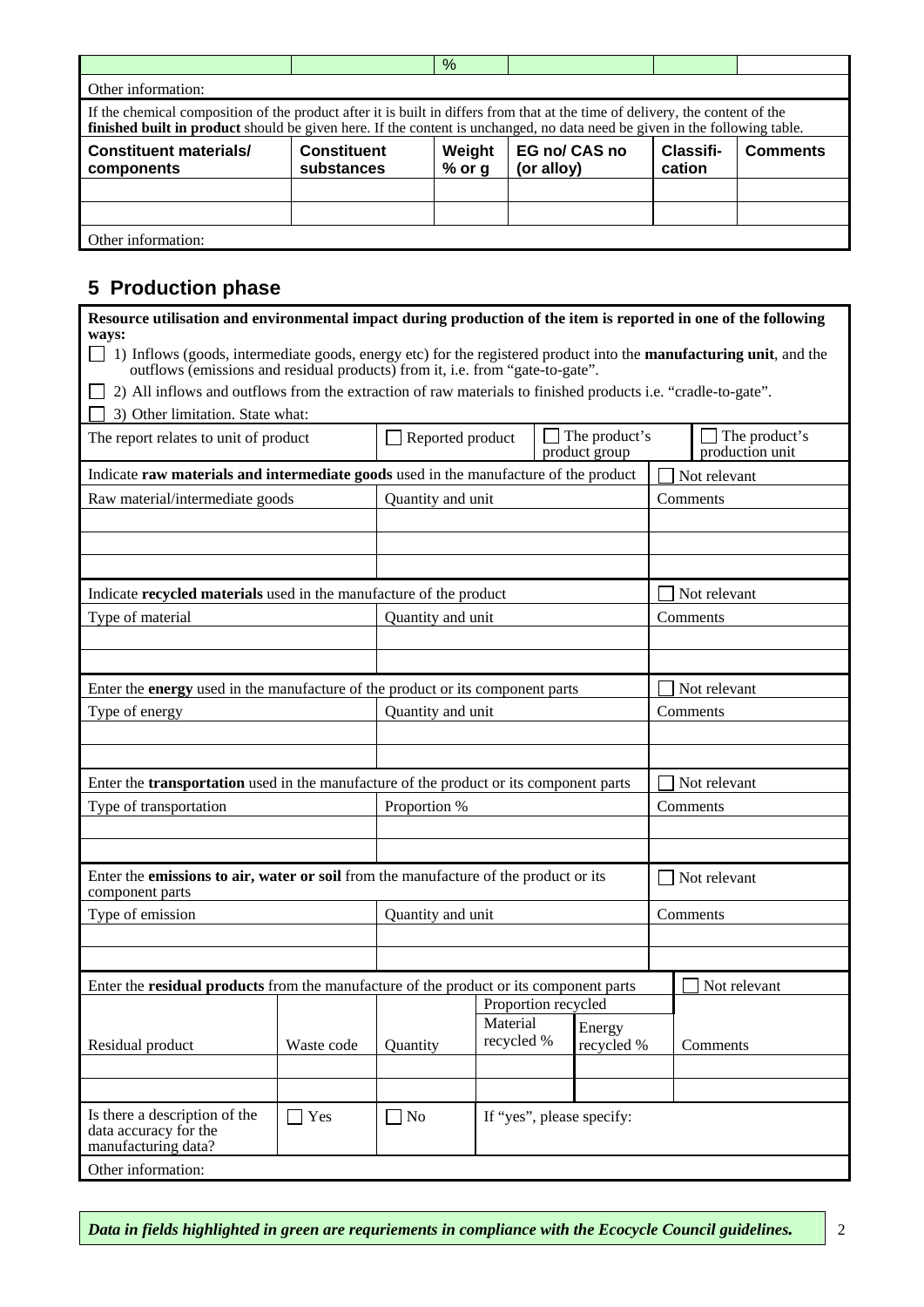| | | % | | | |
|---|---|---|---|---|---|
| Other information: | | | | | |

If the chemical composition of the product after it is built in differs from that at the time of delivery, the content of the **finished built in product** should be given here. If the content is unchanged, no data need be given in the following table.

| Constituent materials/ components | Constituent substances | Weight % or g | EG no/ CAS no (or alloy) | Classifi-cation | Comments |
|---|---|---|---|---|---|
| | | | | | |
| | | | | | |
| Other information: | | | | | |

## 5 Production phase

**Resource utilisation and environmental impact during production of the item is reported in one of the following ways:**

☐ 1) Inflows (goods, intermediate goods, energy etc) for the registered product into the **manufacturing unit**, and the outflows (emissions and residual products) from it, i.e. from "gate-to-gate".

☐ 2) All inflows and outflows from the extraction of raw materials to finished products i.e. "cradle-to-gate".

☐ 3) Other limitation. State what:

| The report relates to unit of product | ☐ Reported product | ☐ The product's product group | ☐ The product's production unit |
|---|---|---|---|

| Indicate **raw materials and intermediate goods** used in the manufacture of the product | | ☐ Not relevant |
|---|---|---|
| Raw material/intermediate goods | Quantity and unit | Comments |
| | | |
| | | |
| | | |

| Indicate **recycled materials** used in the manufacture of the product | | ☐ Not relevant |
|---|---|---|
| Type of material | Quantity and unit | Comments |
| | | |
| | | |

| Enter the **energy** used in the manufacture of the product or its component parts | | ☐ Not relevant |
|---|---|---|
| Type of energy | Quantity and unit | Comments |
| | | |
| | | |

| Enter the **transportation** used in the manufacture of the product or its component parts | | ☐ Not relevant |
|---|---|---|
| Type of transportation | Proportion % | Comments |
| | | |
| | | |

| Enter the **emissions to air, water or soil** from the manufacture of the product or its component parts | | ☐ Not relevant |
|---|---|---|
| Type of emission | Quantity and unit | Comments |
| | | |
| | | |

| Enter the **residual products** from the manufacture of the product or its component parts | | | | | ☐ Not relevant |
|---|---|---|---|---|---|
| | | | Proportion recycled | | |
| Residual product | Waste code | Quantity | Material recycled % | Energy recycled % | Comments |
| | | | | | |
| | | | | | |

| Is there a description of the data accuracy for the manufacturing data? | ☐ Yes | ☐ No | If "yes", please specify: |
|---|---|---|---|
| Other information: | | | |

***Data in fields highlighted in green are requriements in compliance with the Ecocycle Council guidelines.***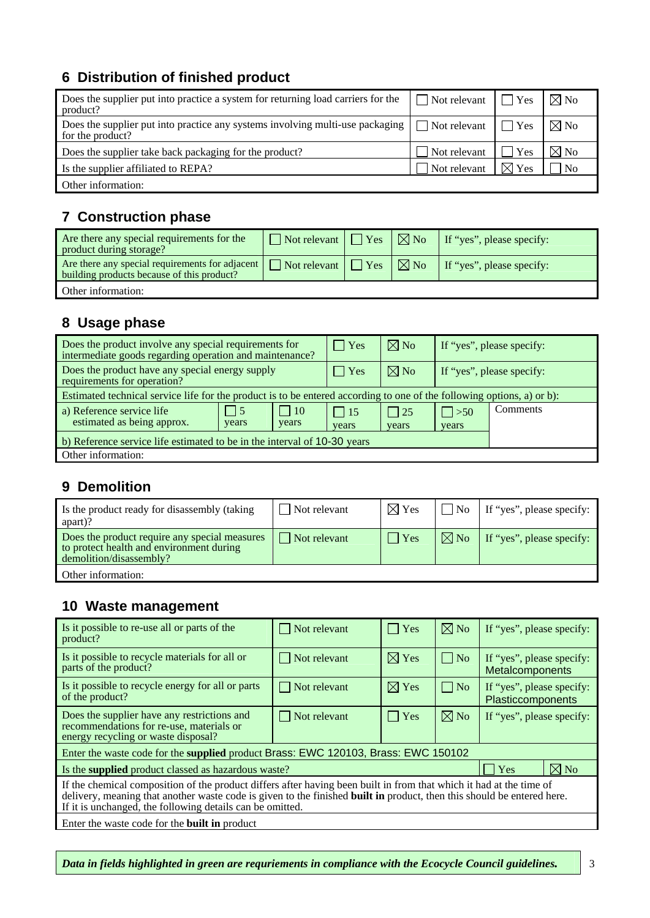## 6 Distribution of finished product

| Does the supplier put into practice a system for returning load carriers for the product? | ☐ Not relevant | ☐ Yes | ☒ No |
|---|---|---|---|
| Does the supplier put into practice any systems involving multi-use packaging for the product? | ☐ Not relevant | ☐ Yes | ☒ No |
| Does the supplier take back packaging for the product? | ☐ Not relevant | ☐ Yes | ☒ No |
| Is the supplier affiliated to REPA? | ☐ Not relevant | ☒ Yes | ☐ No |
| Other information: | | | |

## 7 Construction phase

| Are there any special requirements for the product during storage? | ☐ Not relevant | ☐ Yes | ☒ No | If "yes", please specify: |
|---|---|---|---|---|
| Are there any special requirements for adjacent building products because of this product? | ☐ Not relevant | ☐ Yes | ☒ No | If "yes", please specify: |
| Other information: | | | | |

## 8 Usage phase

| Does the product involve any special requirements for intermediate goods regarding operation and maintenance? | | | ☐ Yes | ☒ No | If "yes", please specify: | |
|---|---|---|---|---|---|---|
| Does the product have any special energy supply requirements for operation? | | | ☐ Yes | ☒ No | If "yes", please specify: | |
| Estimated technical service life for the product is to be entered according to one of the following options, a) or b): | | | | | | |
| a) Reference service life estimated as being approx. | ☐ 5 years | ☐ 10 years | ☐ 15 years | ☐ 25 years | ☐ >50 years | Comments |
| b) Reference service life estimated to be in the interval of 10-30 years | | | | | | |
| Other information: | | | | | | |

## 9 Demolition

| Is the product ready for disassembly (taking apart)? | ☐ Not relevant | ☒ Yes | ☐ No | If "yes", please specify: |
|---|---|---|---|---|
| Does the product require any special measures to protect health and environment during demolition/disassembly? | ☐ Not relevant | ☐ Yes | ☒ No | If "yes", please specify: |
| Other information: | | | | |

## 10 Waste management

| Is it possible to re-use all or parts of the product? | ☐ Not relevant | ☐ Yes | ☒ No | If "yes", please specify: |
|---|---|---|---|---|
| Is it possible to recycle materials for all or parts of the product? | ☐ Not relevant | ☒ Yes | ☐ No | If "yes", please specify: Metalcomponents |
| Is it possible to recycle energy for all or parts of the product? | ☐ Not relevant | ☒ Yes | ☐ No | If "yes", please specify: Plasticcomponents |
| Does the supplier have any restrictions and recommendations for re-use, materials or energy recycling or waste disposal? | ☐ Not relevant | ☐ Yes | ☒ No | If "yes", please specify: |
| Enter the waste code for the **supplied** product Brass: EWC 120103, Brass: EWC 150102 | | | | |
| Is the **supplied** product classed as hazardous waste? | | | ☐ Yes | ☒ No |
| If the chemical composition of the product differs after having been built in from that which it had at the time of delivery, meaning that another waste code is given to the finished **built in** product, then this should be entered here. If it is unchanged, the following details can be omitted. | | | | |
| Enter the waste code for the **built in** product | | | | |

***Data in fields highlighted in green are requriements in compliance with the Ecocycle Council guidelines.***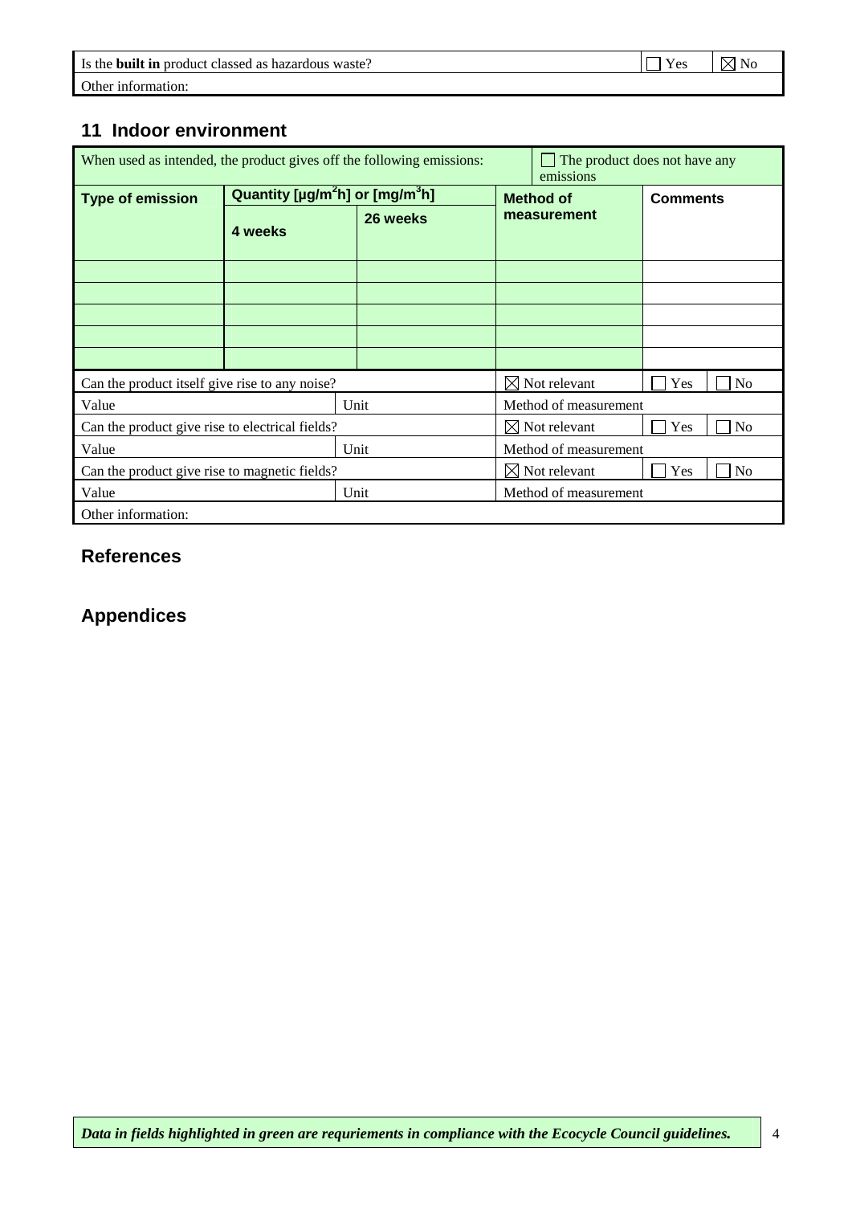| | | |
|---|---|---|
| Is the **built in** product classed as hazardous waste? | ☐ Yes | ☒ No |
| Other information: | | |

## 11 Indoor environment

| When used as intended, the product gives off the following emissions: | | | ☐ The product does not have any emissions | |
|---|---|---|---|---|
| **Type of emission** | **Quantity [µg/m²h] or [mg/m³h]** | | **Method of measurement** | **Comments** |
| | **4 weeks** | **26 weeks** | | |
| | | | | |
| | | | | |
| | | | | |
| | | | | |
| | | | | |

| | | | | |
|---|---|---|---|---|
| Can the product itself give rise to any noise? | | ☒ Not relevant | ☐ Yes | ☐ No |
| Value | Unit | Method of measurement | | |
| Can the product give rise to electrical fields? | | ☒ Not relevant | ☐ Yes | ☐ No |
| Value | Unit | Method of measurement | | |
| Can the product give rise to magnetic fields? | | ☒ Not relevant | ☐ Yes | ☐ No |
| Value | Unit | Method of measurement | | |
| Other information: | | | | |

## References

## Appendices

***Data in fields highlighted in green are requriements in compliance with the Ecocycle Council guidelines.***